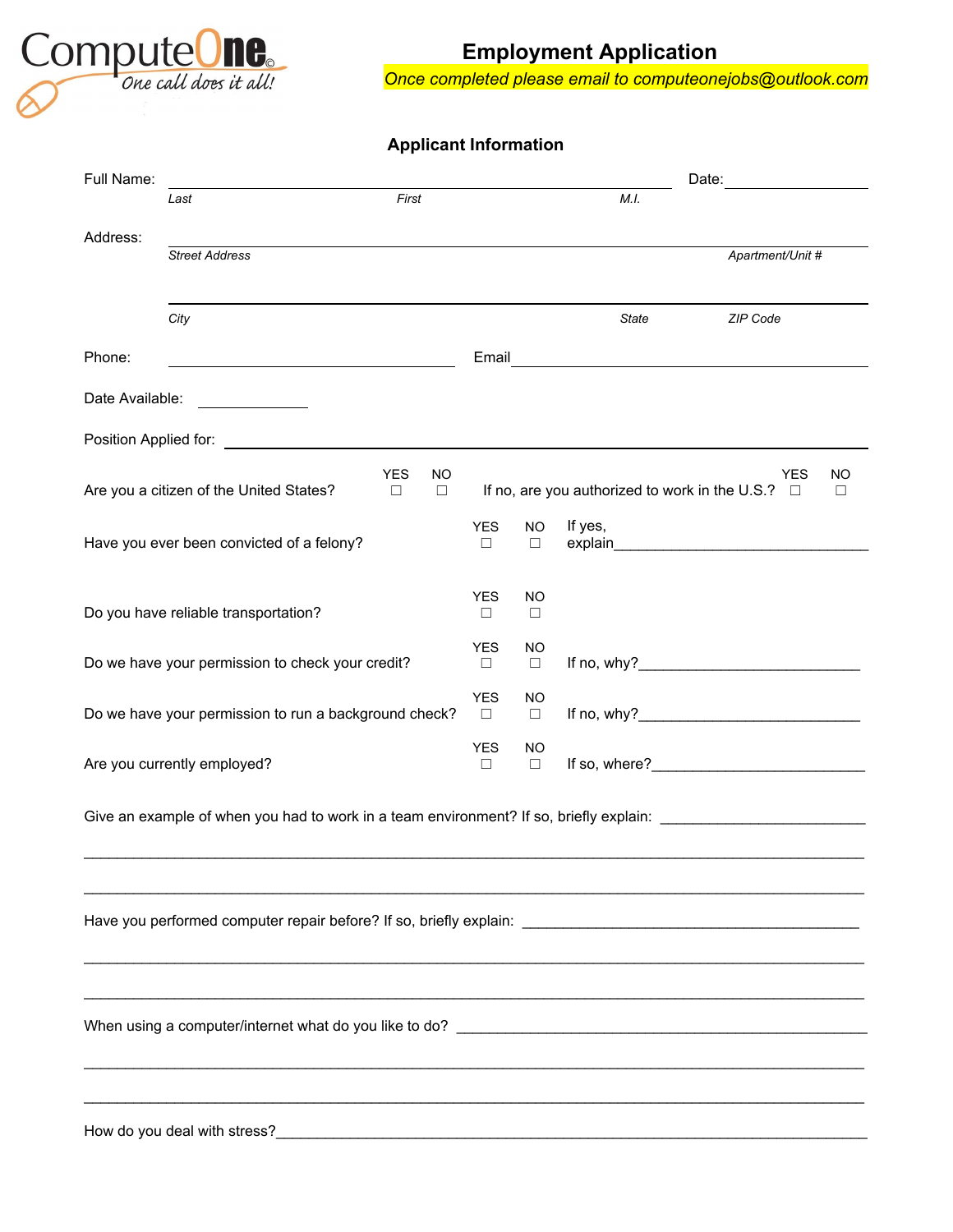ComputeOne©
*One call does it all!*

# Employment Application

*Once completed please email to computeonejobs@outlook.com*

## Applicant Information

Full Name: ______________________________________________ Date: ____________

*Last* *First* *M.I.*

Address: ______________________________________________________________

*Street Address* *Apartment/Unit #*

______________________________________________________________

*City* *State* *ZIP Code*

Phone: ______________________ Email ______________________

Date Available: ____________

Position Applied for: ______________________________________________

Are you a citizen of the United States? YES ☐ NO ☐ If no, are you authorized to work in the U.S.? YES ☐ NO ☐

Have you ever been convicted of a felony? YES ☐ NO ☐ If yes, explain______________________________

Do you have reliable transportation? YES ☐ NO ☐

Do we have your permission to check your credit? YES ☐ NO ☐ If no, why?___________________________

Do we have your permission to run a background check? YES ☐ NO ☐ If no, why?___________________________

Are you currently employed? YES ☐ NO ☐ If so, where?___________________________

Give an example of when you had to work in a team environment? If so, briefly explain: ________________________

______________________________________________________________________________________

______________________________________________________________________________________

Have you performed computer repair before? If so, briefly explain: ________________________________________

______________________________________________________________________________________

______________________________________________________________________________________

When using a computer/internet what do you like to do? _____________________________________________

______________________________________________________________________________________

______________________________________________________________________________________

How do you deal with stress?________________________________________________________________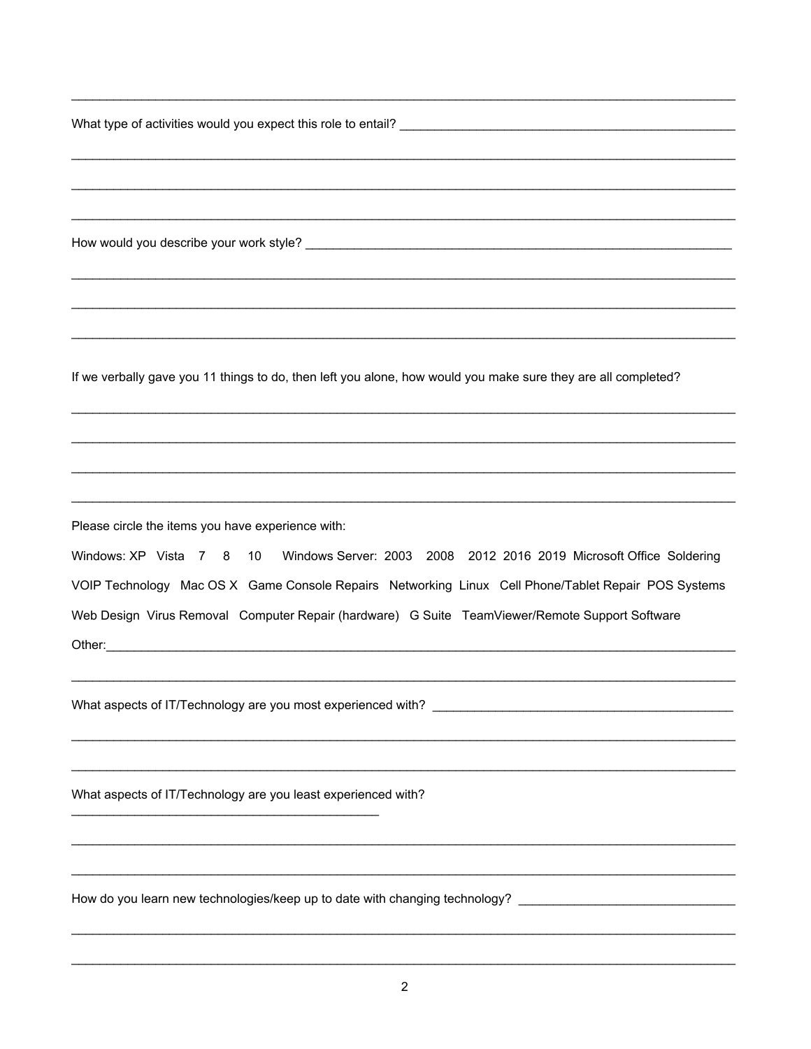What type of activities would you expect this role to entail? ______________________________

______________________________________________________________________

______________________________________________________________________

______________________________________________________________________

How would you describe your work style? ______________________________

______________________________________________________________________

______________________________________________________________________

______________________________________________________________________

If we verbally gave you 11 things to do, then left you alone, how would you make sure they are all completed?

______________________________________________________________________

______________________________________________________________________

______________________________________________________________________

______________________________________________________________________

Please circle the items you have experience with:

Windows: XP  Vista  7  8  10  Windows Server: 2003  2008  2012  2016  2019  Microsoft Office  Soldering

VOIP Technology  Mac OS X  Game Console Repairs  Networking  Linux  Cell Phone/Tablet Repair  POS Systems

Web Design  Virus Removal  Computer Repair (hardware)  G Suite  TeamViewer/Remote Support Software

Other:________________________________________________________________

______________________________________________________________________

What aspects of IT/Technology are you most experienced with? ______________________________

______________________________________________________________________

______________________________________________________________________

What aspects of IT/Technology are you least experienced with?

______________________________

______________________________________________________________________

______________________________________________________________________

How do you learn new technologies/keep up to date with changing technology? ______________________

______________________________________________________________________

______________________________________________________________________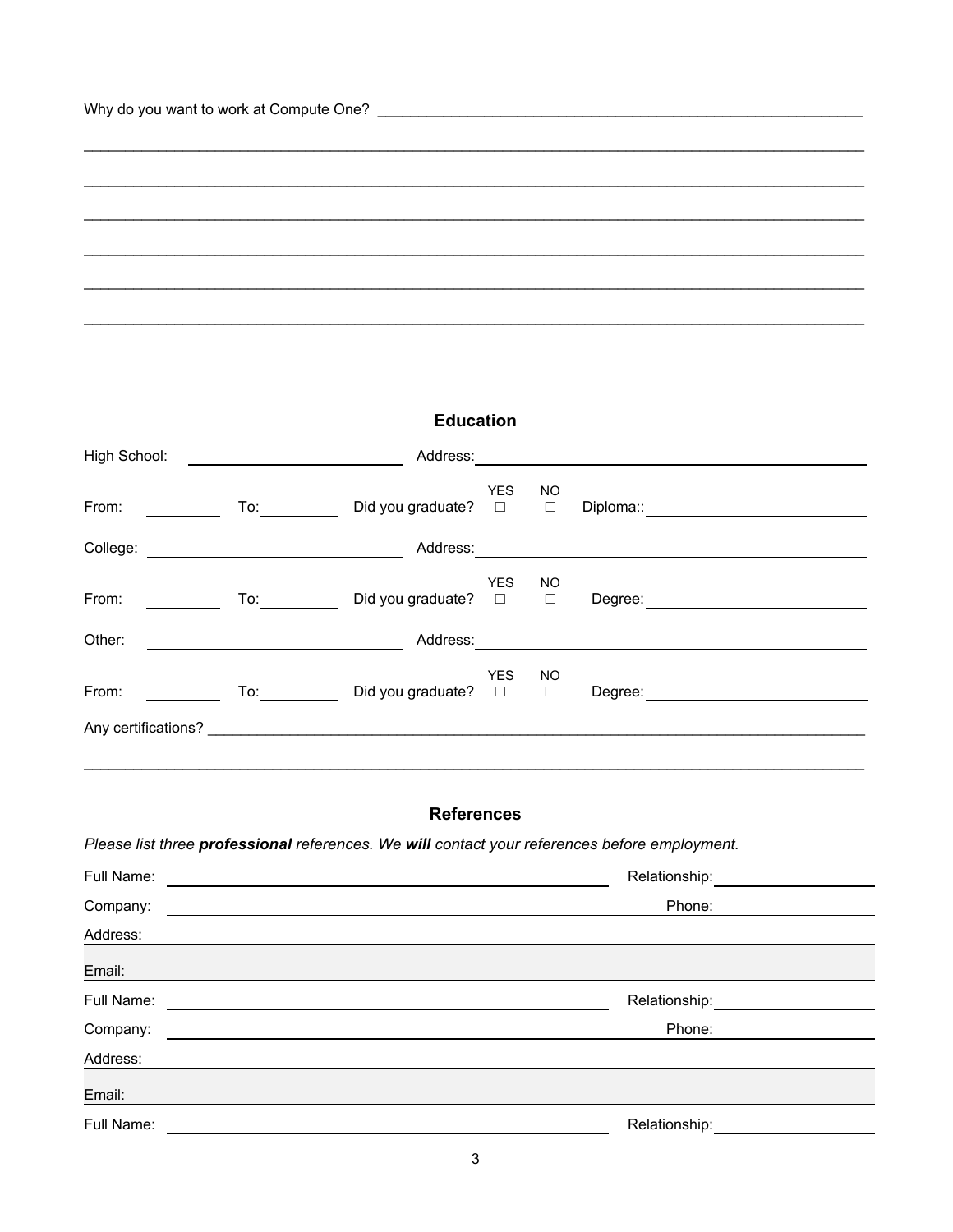Why do you want to work at Compute One? ______________________________________________________________

______________________________________________________________________________________________

______________________________________________________________________________________________

______________________________________________________________________________________________

______________________________________________________________________________________________

______________________________________________________________________________________________

______________________________________________________________________________________________

## Education

High School: ______________________ Address: ______________________________________

From: ________ To: ________ Did you graduate? YES ☐ NO ☐ Diploma:: ______________________

College: ______________________ Address: ______________________________________

From: ________ To: ________ Did you graduate? YES ☐ NO ☐ Degree: ______________________

Other: ______________________ Address: ______________________________________

From: ________ To: ________ Did you graduate? YES ☐ NO ☐ Degree: ______________________

Any certifications? ______________________________________________________________

______________________________________________________________________________________________

## References

*Please list three **professional** references. We **will** contact your references before employment.*

Full Name: ______________________________________ Relationship: ______________

Company: ______________________________________ Phone: ______________

Address: ______________________________________________________________

Email: ______________________________________________________________

Full Name: ______________________________________ Relationship: ______________

Company: ______________________________________ Phone: ______________

Address: ______________________________________________________________

Email: ______________________________________________________________

Full Name: ______________________________________ Relationship: ______________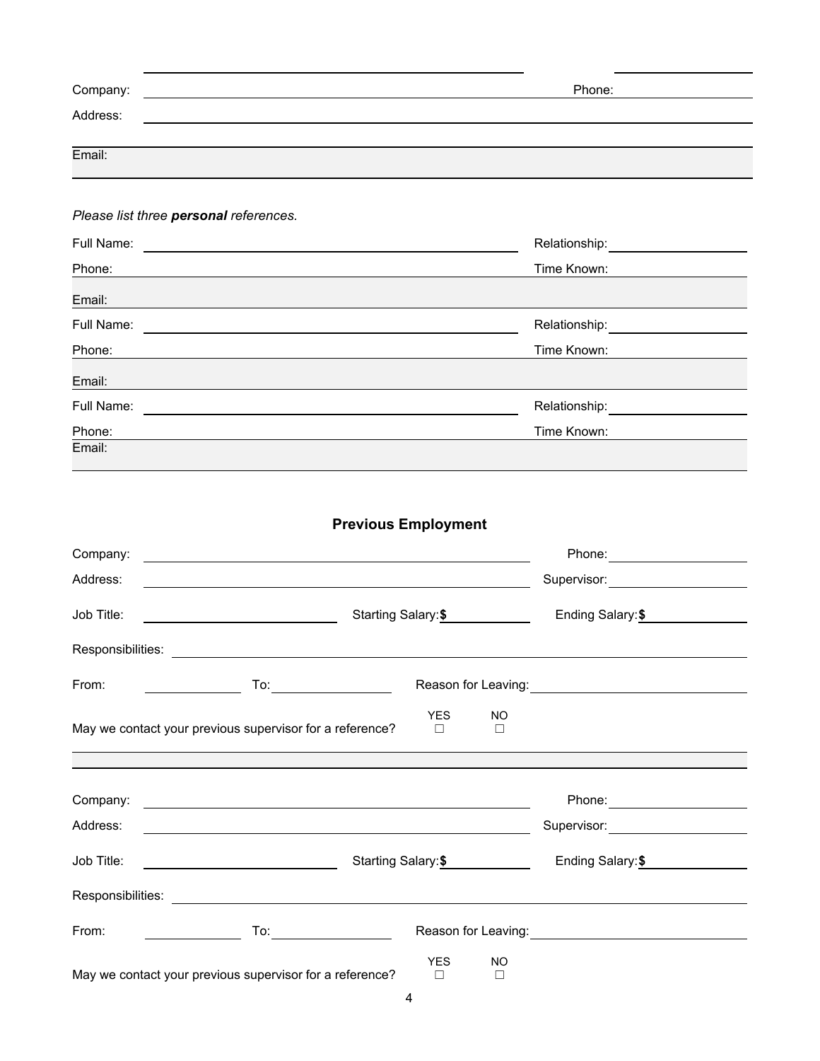Company: ______________________________ Phone: ______________

Address: ______________________________________________

Email: ______________________________________________

*Please list three **personal** references.*

Full Name: ______________________________ Relationship: ______________

Phone: ______________________________ Time Known: ______________

Email: ______________________________________________

Full Name: ______________________________ Relationship: ______________

Phone: ______________________________ Time Known: ______________

Email: ______________________________________________

Full Name: ______________________________ Relationship: ______________

Phone: ______________________________ Time Known: ______________

Email: ______________________________________________

## Previous Employment

Company: ______________________________ Phone: ______________

Address: ______________________________ Supervisor: ______________

Job Title: ______________ Starting Salary: **$** ______________ Ending Salary: **$** ______________

Responsibilities: ______________________________________________

From: ______________ To: ______________ Reason for Leaving: ______________

May we contact your previous supervisor for a reference? YES ☐ NO ☐

---

Company: ______________________________ Phone: ______________

Address: ______________________________ Supervisor: ______________

Job Title: ______________ Starting Salary: **$** ______________ Ending Salary: **$** ______________

Responsibilities: ______________________________________________

From: ______________ To: ______________ Reason for Leaving: ______________

May we contact your previous supervisor for a reference? YES ☐ NO ☐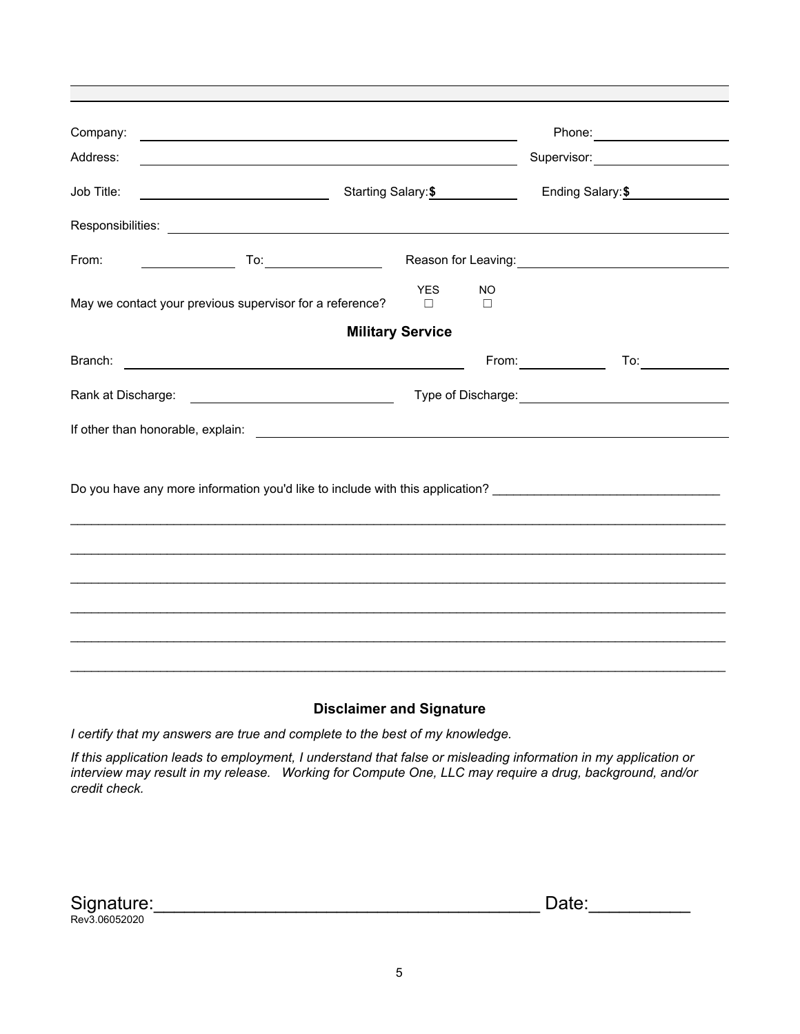Company: ______________________________ Phone: ______________

Address: ______________________________ Supervisor: ______________

Job Title: ______________ Starting Salary: $ __________ Ending Salary: $ __________

Responsibilities: ______________________________________________

From: __________ To: __________ Reason for Leaving: ______________

May we contact your previous supervisor for a reference? YES ☐ NO ☐

## Military Service

Branch: ______________________________ From: __________ To: __________

Rank at Discharge: ______________ Type of Discharge: ______________

If other than honorable, explain: ______________________________________________

Do you have any more information you'd like to include with this application? ________________________________

_______________________________________________________________________________________

_______________________________________________________________________________________

_______________________________________________________________________________________

_______________________________________________________________________________________

_______________________________________________________________________________________

_______________________________________________________________________________________

## Disclaimer and Signature

*I certify that my answers are true and complete to the best of my knowledge.*

*If this application leads to employment, I understand that false or misleading information in my application or interview may result in my release. Working for Compute One, LLC may require a drug, background, and/or credit check.*

Signature:____________________________________ Date:__________

Rev3.06052020